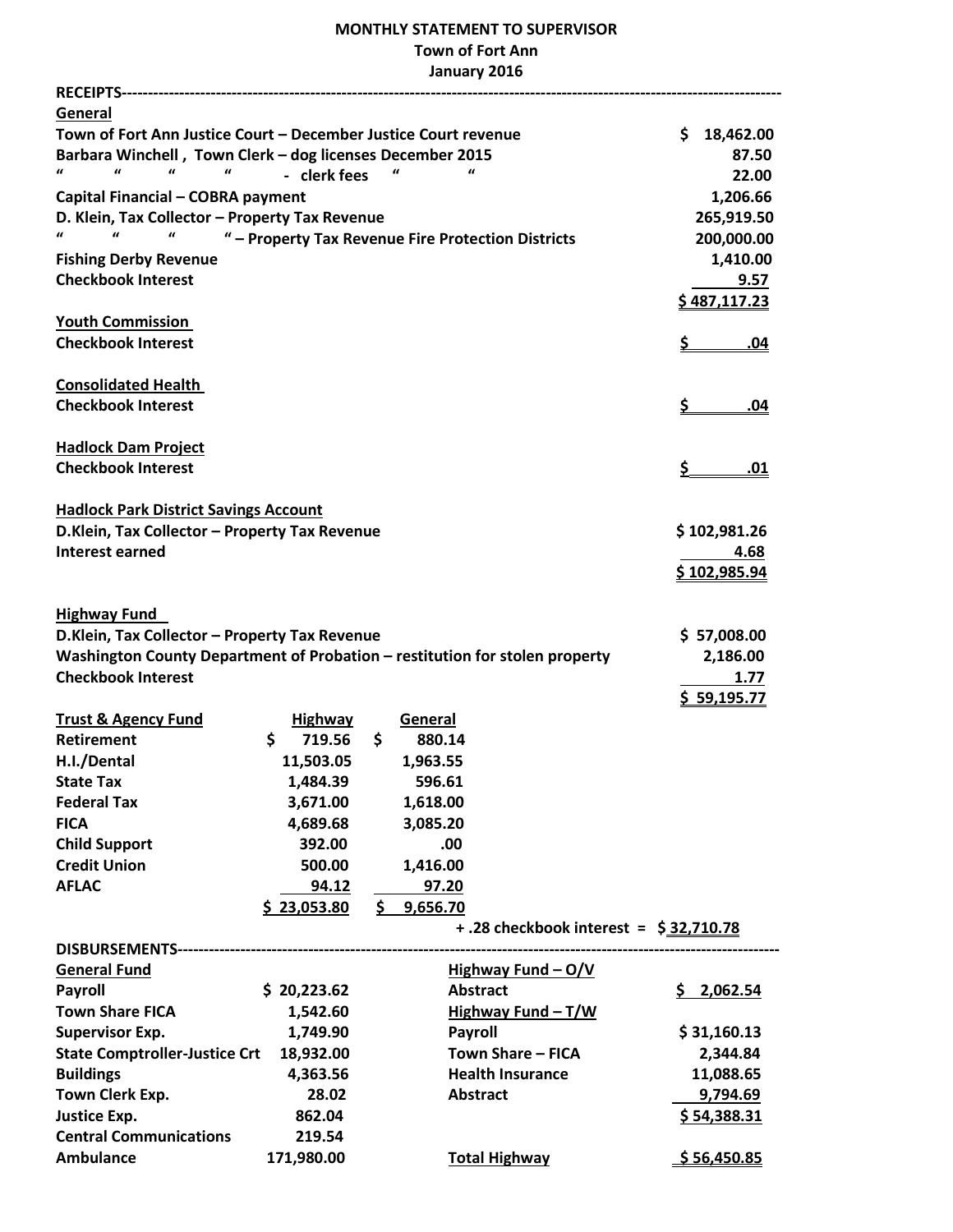# MONTHLY STATEMENT TO SUPERVISOR

**Town of Fort Ann**

**January 2016**

**RECEIPTS**

**General**

| Description | Amount |
|---|---|
| Town of Fort Ann Justice Court – December Justice Court revenue | $ 18,462.00 |
| Barbara Winchell , Town Clerk – dog licenses December 2015 | 87.50 |
| " " " " - clerk fees " " | 22.00 |
| Capital Financial – COBRA payment | 1,206.66 |
| D. Klein, Tax Collector – Property Tax Revenue | 265,919.50 |
| " " " " – Property Tax Revenue Fire Protection Districts | 200,000.00 |
| Fishing Derby Revenue | 1,410.00 |
| Checkbook Interest | 9.57 |
| | $ 487,117.23 |

**Youth Commission**

| Description | Amount |
|---|---|
| Checkbook Interest | $ .04 |

**Consolidated Health**

| Description | Amount |
|---|---|
| Checkbook Interest | $ .04 |

**Hadlock Dam Project**

| Description | Amount |
|---|---|
| Checkbook Interest | $ .01 |

**Hadlock Park District Savings Account**

| Description | Amount |
|---|---|
| D.Klein, Tax Collector – Property Tax Revenue | $ 102,981.26 |
| Interest earned | 4.68 |
| | $ 102,985.94 |

**Highway Fund**

| Description | Amount |
|---|---|
| D.Klein, Tax Collector – Property Tax Revenue | $ 57,008.00 |
| Washington County Department of Probation – restitution for stolen property | 2,186.00 |
| Checkbook Interest | 1.77 |
| | $ 59,195.77 |

**Trust & Agency Fund**

| Trust & Agency Fund | Highway | General |
|---|---|---|
| Retirement | $ 719.56 | $ 880.14 |
| H.I./Dental | 11,503.05 | 1,963.55 |
| State Tax | 1,484.39 | 596.61 |
| Federal Tax | 3,671.00 | 1,618.00 |
| FICA | 4,689.68 | 3,085.20 |
| Child Support | 392.00 | .00 |
| Credit Union | 500.00 | 1,416.00 |
| AFLAC | 94.12 | 97.20 |
| | $ 23,053.80 | $ 9,656.70 |

+ .28 checkbook interest = $ 32,710.78

**DISBURSEMENTS**

| General Fund | | | |
|---|---|---|---|
| Payroll | $ 20,223.62 | **Highway Fund – O/V** | |
| Town Share FICA | 1,542.60 | Abstract | $ 2,062.54 |
| Supervisor Exp. | 1,749.90 | **Highway Fund – T/W** | |
| State Comptroller-Justice Crt | 18,932.00 | Payroll | $ 31,160.13 |
| Buildings | 4,363.56 | Town Share – FICA | 2,344.84 |
| Town Clerk Exp. | 28.02 | Health Insurance | 11,088.65 |
| Justice Exp. | 862.04 | Abstract | 9,794.69 |
| Central Communications | 219.54 | | $ 54,388.31 |
| Ambulance | 171,980.00 | **Total Highway** | $ 56,450.85 |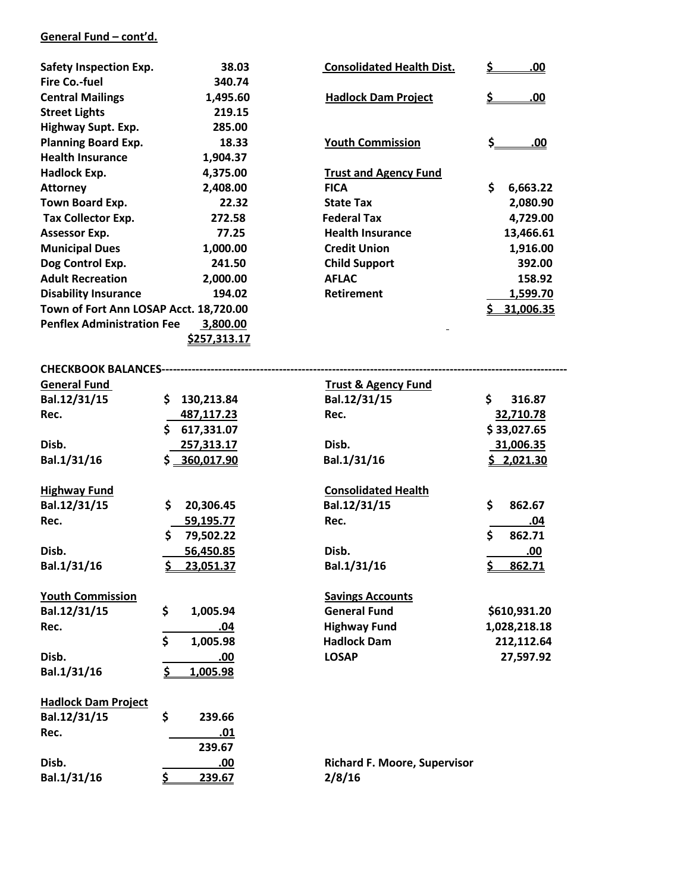**General Fund – cont'd.**

| | |
|---|---|
| Safety Inspection Exp. | 38.03 |
| Fire Co.-fuel | 340.74 |
| Central Mailings | 1,495.60 |
| Street Lights | 219.15 |
| Highway Supt. Exp. | 285.00 |
| Planning Board Exp. | 18.33 |
| Health Insurance | 1,904.37 |
| Hadlock Exp. | 4,375.00 |
| Attorney | 2,408.00 |
| Town Board Exp. | 22.32 |
| Tax Collector Exp. | 272.58 |
| Assessor Exp. | 77.25 |
| Municipal Dues | 1,000.00 |
| Dog Control Exp. | 241.50 |
| Adult Recreation | 2,000.00 |
| Disability Insurance | 194.02 |
| Town of Fort Ann LOSAP Acct. | 18,720.00 |
| Penflex Administration Fee | 3,800.00 |
| | $257,313.17 |

**Consolidated Health Dist.** $ .00

**Hadlock Dam Project** $ .00

**Youth Commission** $ .00

**Trust and Agency Fund**

| | |
|---|---|
| FICA | $ 6,663.22 |
| State Tax | 2,080.90 |
| Federal Tax | 4,729.00 |
| Health Insurance | 13,466.61 |
| Credit Union | 1,916.00 |
| Child Support | 392.00 |
| AFLAC | 158.92 |
| Retirement | 1,599.70 |
| | $ 31,006.35 |

**CHECKBOOK BALANCES**---------------------------------------------------------------------------------------------------------

**General Fund**

| | |
|---|---|
| Bal.12/31/15 | $ 130,213.84 |
| Rec. | 487,117.23 |
| | $ 617,331.07 |
| Disb. | 257,313.17 |
| Bal.1/31/16 | $ 360,017.90 |

**Highway Fund**

| | |
|---|---|
| Bal.12/31/15 | $ 20,306.45 |
| Rec. | 59,195.77 |
| | $ 79,502.22 |
| Disb. | 56,450.85 |
| Bal.1/31/16 | $ 23,051.37 |

**Youth Commission**

| | |
|---|---|
| Bal.12/31/15 | $ 1,005.94 |
| Rec. | .04 |
| | $ 1,005.98 |
| Disb. | .00 |
| Bal.1/31/16 | $ 1,005.98 |

**Hadlock Dam Project**

| | |
|---|---|
| Bal.12/31/15 | $ 239.66 |
| Rec. | .01 |
| | 239.67 |
| Disb. | .00 |
| Bal.1/31/16 | $ 239.67 |

**Trust & Agency Fund**

| | |
|---|---|
| Bal.12/31/15 | $ 316.87 |
| Rec. | 32,710.78 |
| | $ 33,027.65 |
| Disb. | 31,006.35 |
| Bal.1/31/16 | $ 2,021.30 |

**Consolidated Health**

| | |
|---|---|
| Bal.12/31/15 | $ 862.67 |
| Rec. | .04 |
| | $ 862.71 |
| Disb. | .00 |
| Bal.1/31/16 | $ 862.71 |

**Savings Accounts**

| | |
|---|---|
| General Fund | $610,931.20 |
| Highway Fund | 1,028,218.18 |
| Hadlock Dam | 212,112.64 |
| LOSAP | 27,597.92 |

**Richard F. Moore, Supervisor**
**2/8/16**